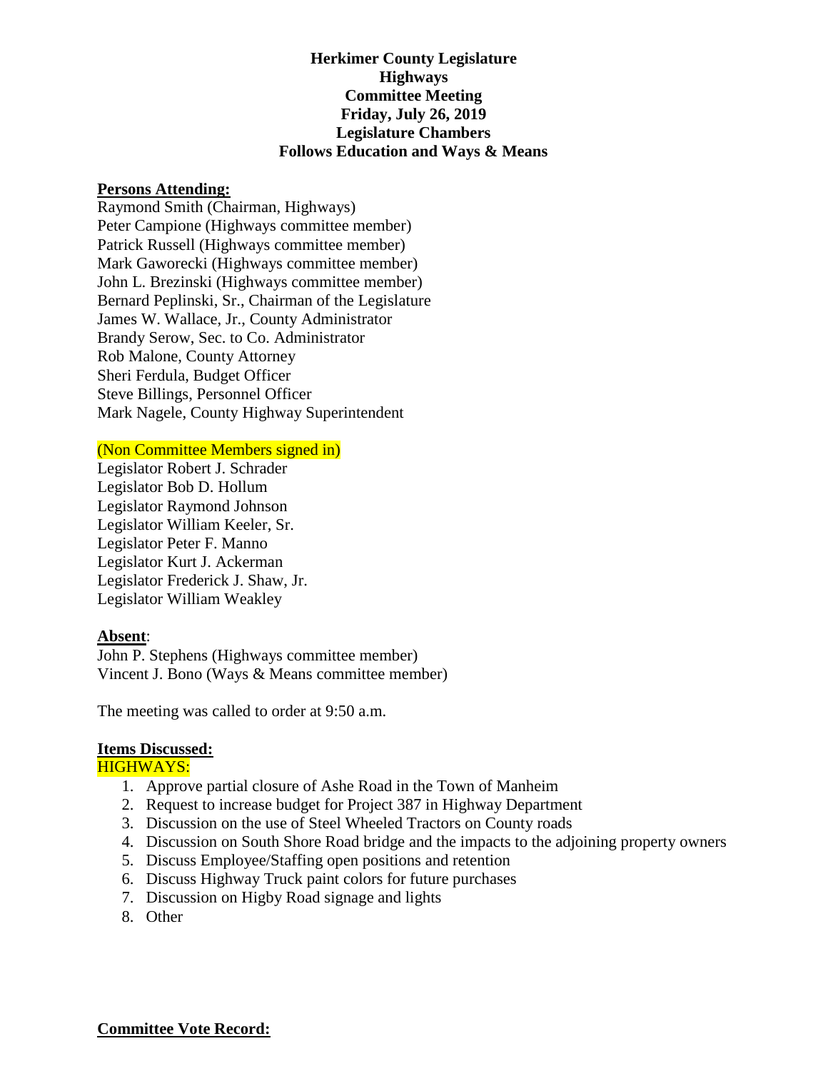**Herkimer County Legislature**
**Highways**
**Committee Meeting**
**Friday, July 26, 2019**
**Legislature Chambers**
**Follows Education and Ways & Means**

**Persons Attending:**

Raymond Smith (Chairman, Highways)
Peter Campione (Highways committee member)
Patrick Russell (Highways committee member)
Mark Gaworecki (Highways committee member)
John L. Brezinski (Highways committee member)
Bernard Peplinski, Sr., Chairman of the Legislature
James W. Wallace, Jr., County Administrator
Brandy Serow, Sec. to Co. Administrator
Rob Malone, County Attorney
Sheri Ferdula, Budget Officer
Steve Billings, Personnel Officer
Mark Nagele, County Highway Superintendent

(Non Committee Members signed in)

Legislator Robert J. Schrader
Legislator Bob D. Hollum
Legislator Raymond Johnson
Legislator William Keeler, Sr.
Legislator Peter F. Manno
Legislator Kurt J. Ackerman
Legislator Frederick J. Shaw, Jr.
Legislator William Weakley

**Absent**:

John P. Stephens (Highways committee member)
Vincent J. Bono (Ways & Means committee member)

The meeting was called to order at 9:50 a.m.

**Items Discussed:**

HIGHWAYS:

1. Approve partial closure of Ashe Road in the Town of Manheim
2. Request to increase budget for Project 387 in Highway Department
3. Discussion on the use of Steel Wheeled Tractors on County roads
4. Discussion on South Shore Road bridge and the impacts to the adjoining property owners
5. Discuss Employee/Staffing open positions and retention
6. Discuss Highway Truck paint colors for future purchases
7. Discussion on Higby Road signage and lights
8. Other

**Committee Vote Record:**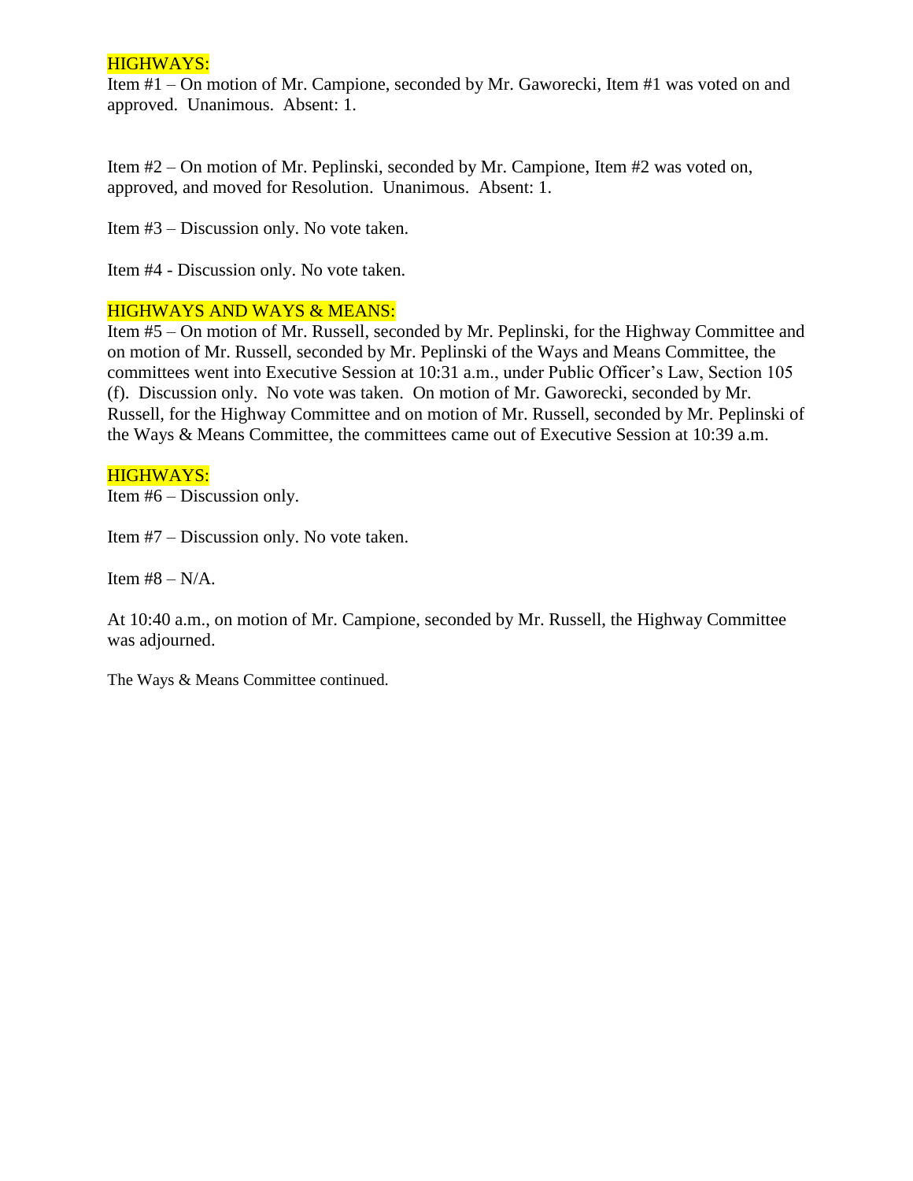HIGHWAYS:

Item #1 – On motion of Mr. Campione, seconded by Mr. Gaworecki, Item #1 was voted on and approved. Unanimous. Absent: 1.

Item #2 – On motion of Mr. Peplinski, seconded by Mr. Campione, Item #2 was voted on, approved, and moved for Resolution. Unanimous. Absent: 1.

Item #3 – Discussion only. No vote taken.

Item #4 - Discussion only. No vote taken.

HIGHWAYS AND WAYS & MEANS:

Item #5 – On motion of Mr. Russell, seconded by Mr. Peplinski, for the Highway Committee and on motion of Mr. Russell, seconded by Mr. Peplinski of the Ways and Means Committee, the committees went into Executive Session at 10:31 a.m., under Public Officer's Law, Section 105 (f). Discussion only. No vote was taken. On motion of Mr. Gaworecki, seconded by Mr. Russell, for the Highway Committee and on motion of Mr. Russell, seconded by Mr. Peplinski of the Ways & Means Committee, the committees came out of Executive Session at 10:39 a.m.

HIGHWAYS:

Item #6 – Discussion only.

Item #7 – Discussion only. No vote taken.

Item #8 – N/A.

At 10:40 a.m., on motion of Mr. Campione, seconded by Mr. Russell, the Highway Committee was adjourned.

The Ways & Means Committee continued.